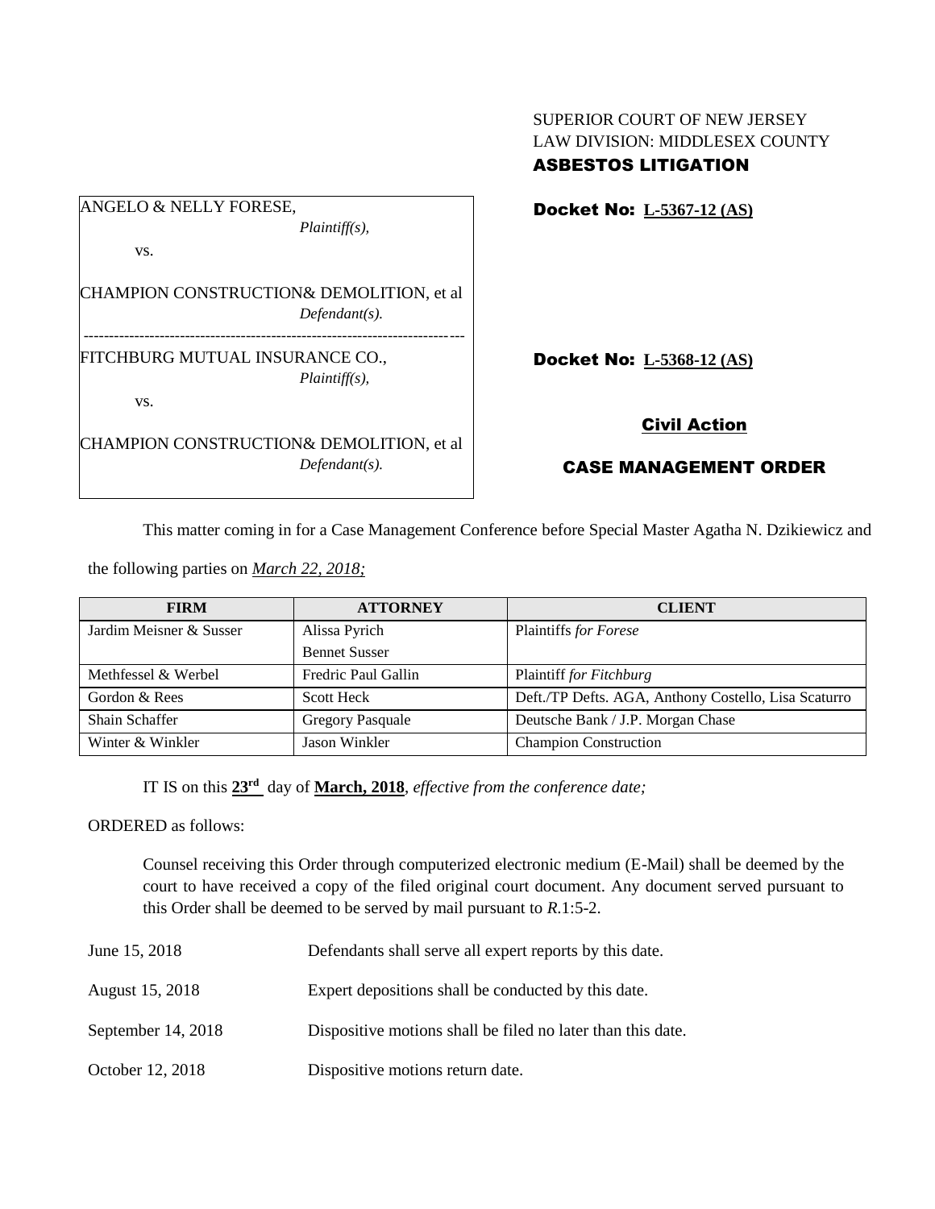SUPERIOR COURT OF NEW JERSEY
LAW DIVISION: MIDDLESEX COUNTY
**ASBESTOS LITIGATION**

ANGELO & NELLY FORESE,
*Plaintiff(s),*

vs.

CHAMPION CONSTRUCTION& DEMOLITION, et al
*Defendant(s).*

**Docket No: L-5367-12 (AS)**

---

FITCHBURG MUTUAL INSURANCE CO.,
*Plaintiff(s),*

vs.

CHAMPION CONSTRUCTION& DEMOLITION, et al
*Defendant(s).*

**Docket No: L-5368-12 (AS)**

**Civil Action**

**CASE MANAGEMENT ORDER**

This matter coming in for a Case Management Conference before Special Master Agatha N. Dzikiewicz and the following parties on *March 22, 2018;*

| FIRM | ATTORNEY | CLIENT |
|---|---|---|
| Jardim Meisner & Susser | Alissa Pyrich<br>Bennet Susser | Plaintiffs *for Forese* |
| Methfessel & Werbel | Fredric Paul Gallin | Plaintiff *for Fitchburg* |
| Gordon & Rees | Scott Heck | Deft./TP Defts. AGA, Anthony Costello, Lisa Scaturro |
| Shain Schaffer | Gregory Pasquale | Deutsche Bank / J.P. Morgan Chase |
| Winter & Winkler | Jason Winkler | Champion Construction |

IT IS on this **23rd** day of **March, 2018**, *effective from the conference date;*

ORDERED as follows:

Counsel receiving this Order through computerized electronic medium (E-Mail) shall be deemed by the court to have received a copy of the filed original court document. Any document served pursuant to this Order shall be deemed to be served by mail pursuant to *R*.1:5-2.

| | |
|---|---|
| June 15, 2018 | Defendants shall serve all expert reports by this date. |
| August 15, 2018 | Expert depositions shall be conducted by this date. |
| September 14, 2018 | Dispositive motions shall be filed no later than this date. |
| October 12, 2018 | Dispositive motions return date. |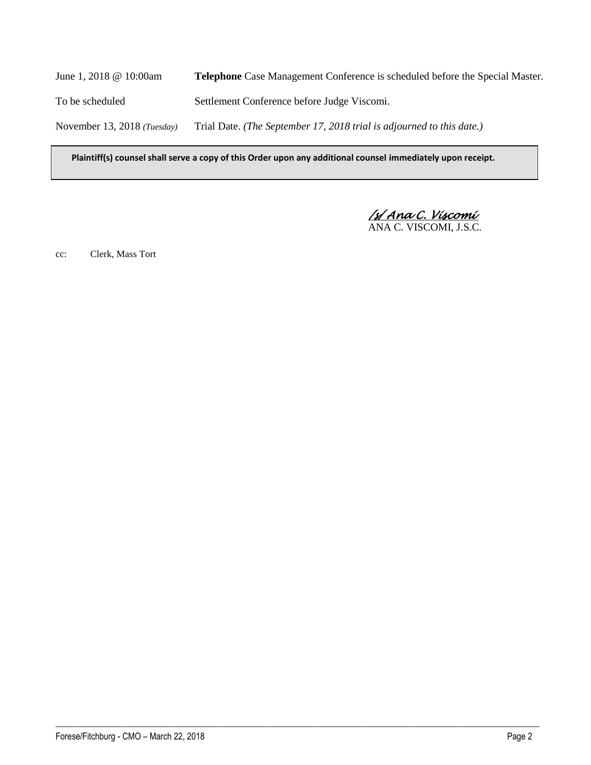| | |
|---|---|
| June 1, 2018 @ 10:00am | **Telephone** Case Management Conference is scheduled before the Special Master. |
| To be scheduled | Settlement Conference before Judge Viscomi. |
| November 13, 2018 *(Tuesday)* | Trial Date. *(The September 17, 2018 trial is adjourned to this date.)* |

**Plaintiff(s) counsel shall serve a copy of this Order upon any additional counsel immediately upon receipt.**

*/s/ Ana C. Viscomi*
ANA C. VISCOMI, J.S.C.

cc: Clerk, Mass Tort